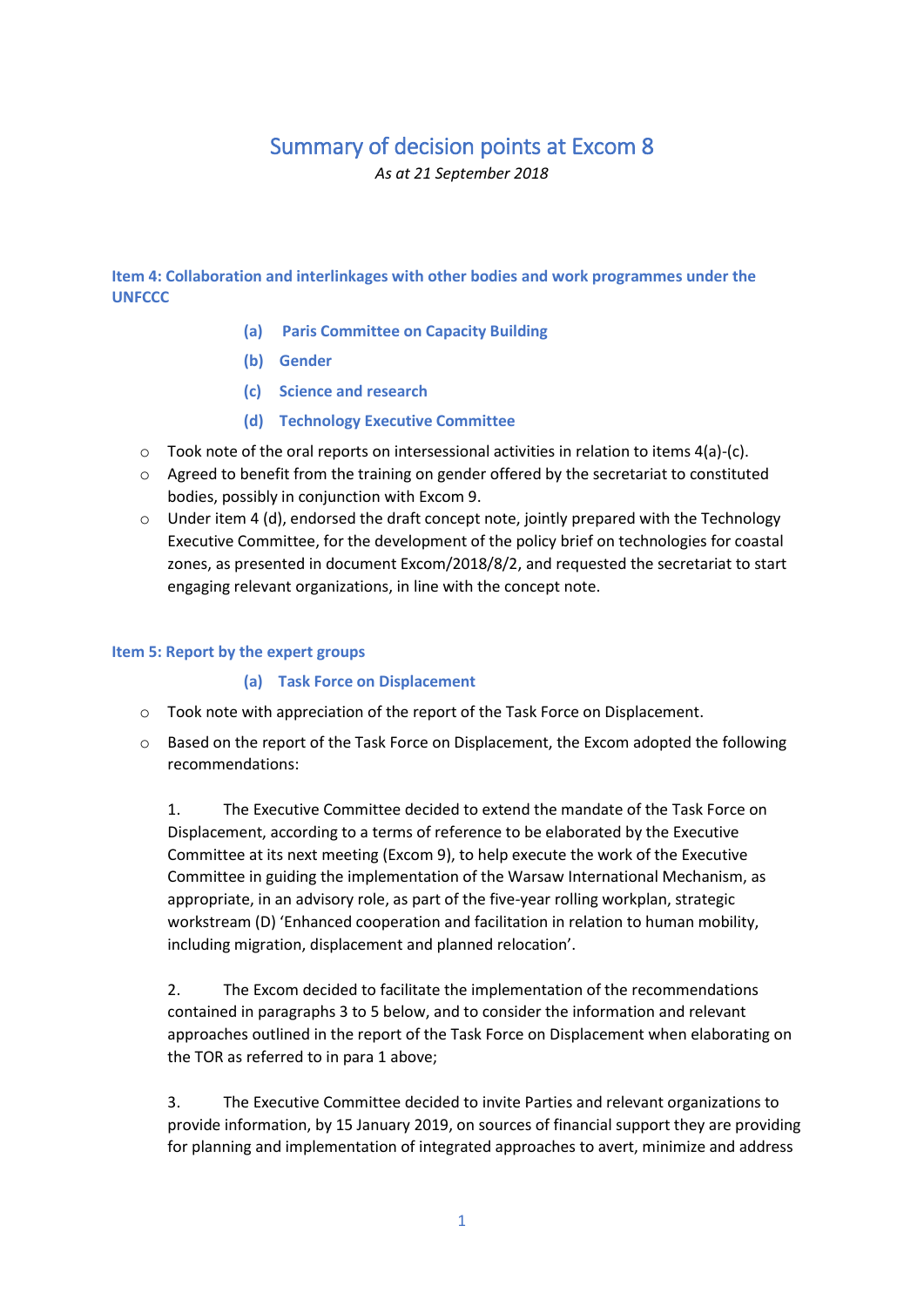# Summary of decision points at Excom 8

*As at 21 September 2018*

### Item 4: Collaboration and interlinkages with other bodies and work programmes under the UNFCCC

**(a) Paris Committee on Capacity Building**

**(b) Gender**

**(c) Science and research**

**(d) Technology Executive Committee**

- Took note of the oral reports on intersessional activities in relation to items 4(a)-(c).
- Agreed to benefit from the training on gender offered by the secretariat to constituted bodies, possibly in conjunction with Excom 9.
- Under item 4 (d), endorsed the draft concept note, jointly prepared with the Technology Executive Committee, for the development of the policy brief on technologies for coastal zones, as presented in document Excom/2018/8/2, and requested the secretariat to start engaging relevant organizations, in line with the concept note.

### Item 5: Report by the expert groups

**(a) Task Force on Displacement**

- Took note with appreciation of the report of the Task Force on Displacement.
- Based on the report of the Task Force on Displacement, the Excom adopted the following recommendations:

1. The Executive Committee decided to extend the mandate of the Task Force on Displacement, according to a terms of reference to be elaborated by the Executive Committee at its next meeting (Excom 9), to help execute the work of the Executive Committee in guiding the implementation of the Warsaw International Mechanism, as appropriate, in an advisory role, as part of the five-year rolling workplan, strategic workstream (D) 'Enhanced cooperation and facilitation in relation to human mobility, including migration, displacement and planned relocation'.

2. The Excom decided to facilitate the implementation of the recommendations contained in paragraphs 3 to 5 below, and to consider the information and relevant approaches outlined in the report of the Task Force on Displacement when elaborating on the TOR as referred to in para 1 above;

3. The Executive Committee decided to invite Parties and relevant organizations to provide information, by 15 January 2019, on sources of financial support they are providing for planning and implementation of integrated approaches to avert, minimize and address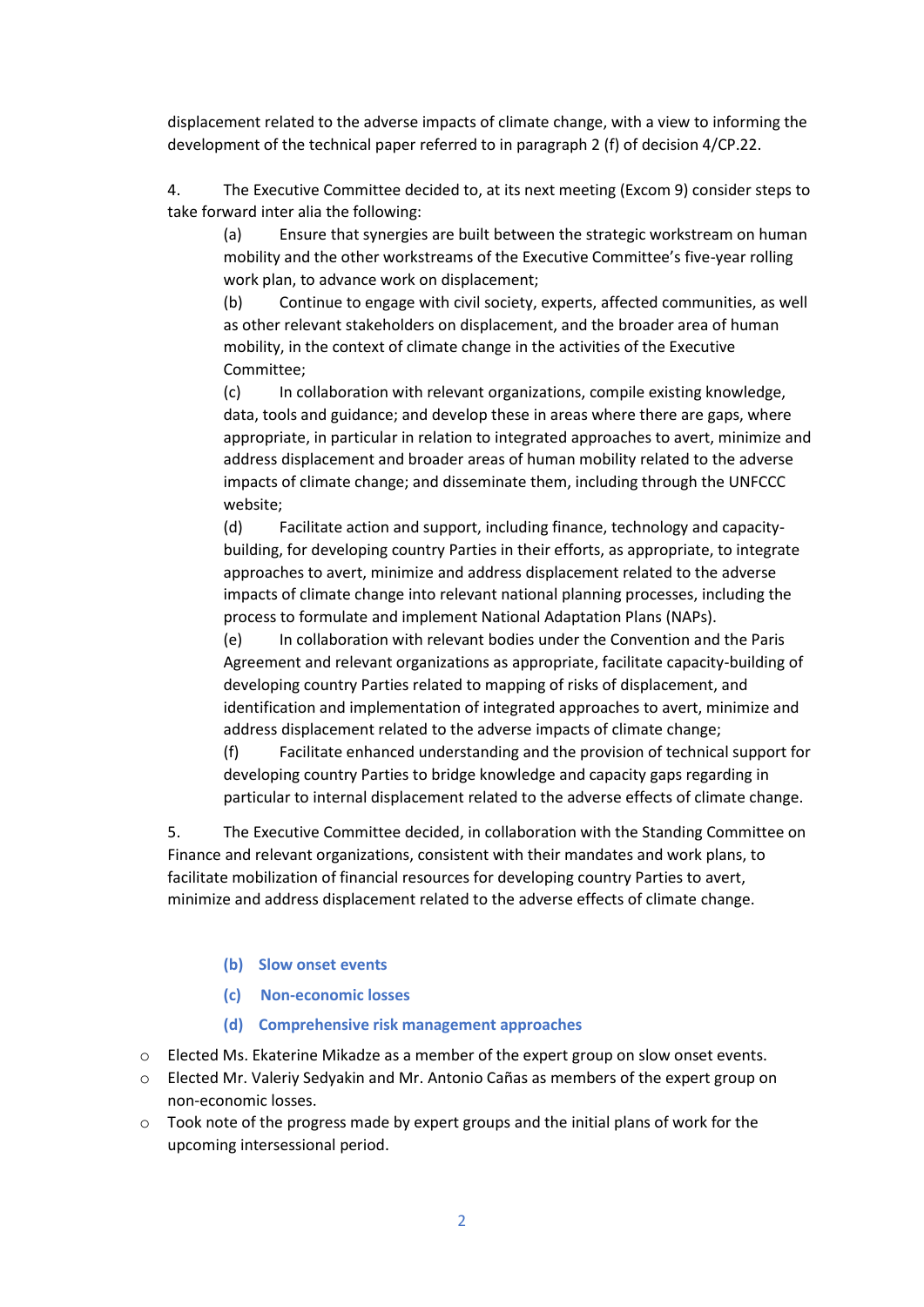displacement related to the adverse impacts of climate change, with a view to informing the development of the technical paper referred to in paragraph 2 (f) of decision 4/CP.22.

4. The Executive Committee decided to, at its next meeting (Excom 9) consider steps to take forward inter alia the following:

(a) Ensure that synergies are built between the strategic workstream on human mobility and the other workstreams of the Executive Committee's five-year rolling work plan, to advance work on displacement;

(b) Continue to engage with civil society, experts, affected communities, as well as other relevant stakeholders on displacement, and the broader area of human mobility, in the context of climate change in the activities of the Executive Committee;

(c) In collaboration with relevant organizations, compile existing knowledge, data, tools and guidance; and develop these in areas where there are gaps, where appropriate, in particular in relation to integrated approaches to avert, minimize and address displacement and broader areas of human mobility related to the adverse impacts of climate change; and disseminate them, including through the UNFCCC website;

(d) Facilitate action and support, including finance, technology and capacity-building, for developing country Parties in their efforts, as appropriate, to integrate approaches to avert, minimize and address displacement related to the adverse impacts of climate change into relevant national planning processes, including the process to formulate and implement National Adaptation Plans (NAPs).

(e) In collaboration with relevant bodies under the Convention and the Paris Agreement and relevant organizations as appropriate, facilitate capacity-building of developing country Parties related to mapping of risks of displacement, and identification and implementation of integrated approaches to avert, minimize and address displacement related to the adverse impacts of climate change;

(f) Facilitate enhanced understanding and the provision of technical support for developing country Parties to bridge knowledge and capacity gaps regarding in particular to internal displacement related to the adverse effects of climate change.

5. The Executive Committee decided, in collaboration with the Standing Committee on Finance and relevant organizations, consistent with their mandates and work plans, to facilitate mobilization of financial resources for developing country Parties to avert, minimize and address displacement related to the adverse effects of climate change.

### (b) Slow onset events

### (c) Non-economic losses

### (d) Comprehensive risk management approaches

- Elected Ms. Ekaterine Mikadze as a member of the expert group on slow onset events.
- Elected Mr. Valeriy Sedyakin and Mr. Antonio Cañas as members of the expert group on non-economic losses.
- Took note of the progress made by expert groups and the initial plans of work for the upcoming intersessional period.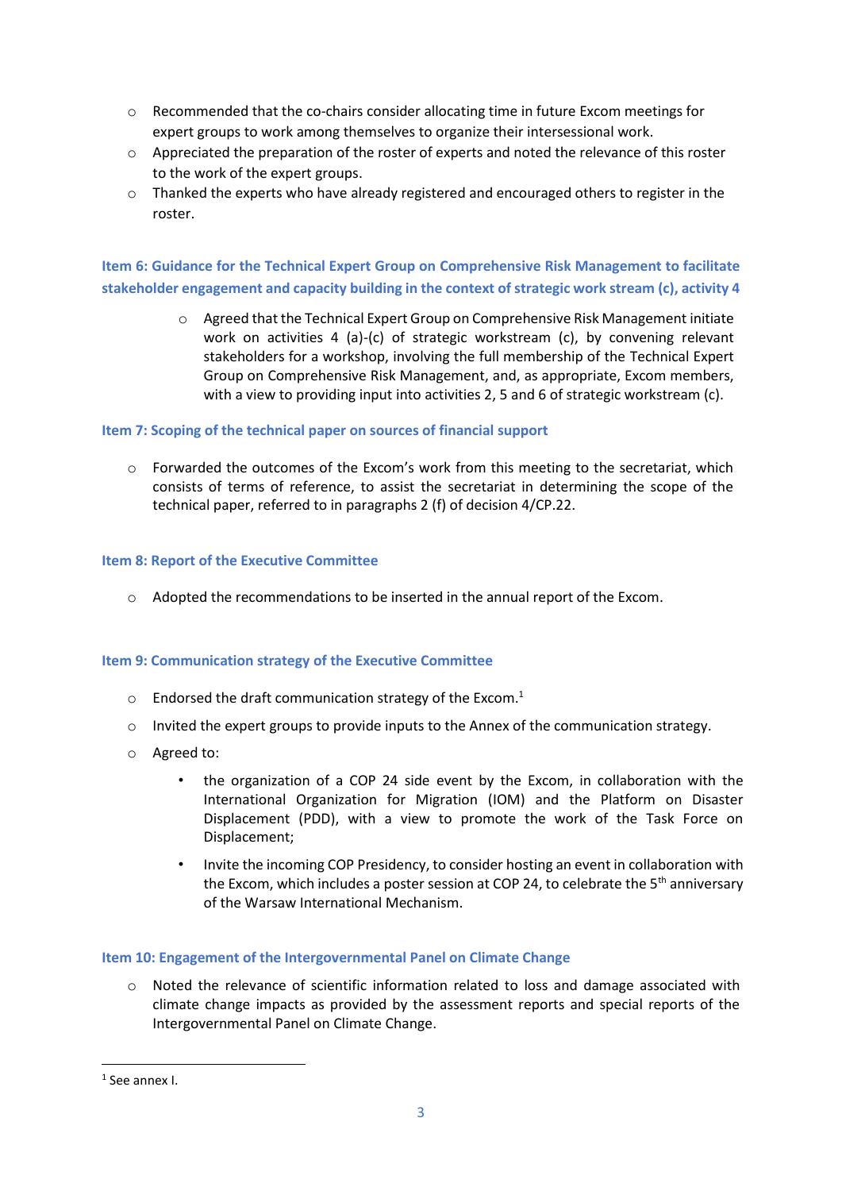- Recommended that the co-chairs consider allocating time in future Excom meetings for expert groups to work among themselves to organize their intersessional work.
- Appreciated the preparation of the roster of experts and noted the relevance of this roster to the work of the expert groups.
- Thanked the experts who have already registered and encouraged others to register in the roster.

### Item 6: Guidance for the Technical Expert Group on Comprehensive Risk Management to facilitate stakeholder engagement and capacity building in the context of strategic work stream (c), activity 4

- Agreed that the Technical Expert Group on Comprehensive Risk Management initiate work on activities 4 (a)-(c) of strategic workstream (c), by convening relevant stakeholders for a workshop, involving the full membership of the Technical Expert Group on Comprehensive Risk Management, and, as appropriate, Excom members, with a view to providing input into activities 2, 5 and 6 of strategic workstream (c).

### Item 7: Scoping of the technical paper on sources of financial support

- Forwarded the outcomes of the Excom's work from this meeting to the secretariat, which consists of terms of reference, to assist the secretariat in determining the scope of the technical paper, referred to in paragraphs 2 (f) of decision 4/CP.22.

### Item 8: Report of the Executive Committee

- Adopted the recommendations to be inserted in the annual report of the Excom.

### Item 9: Communication strategy of the Executive Committee

- Endorsed the draft communication strategy of the Excom.[1]
- Invited the expert groups to provide inputs to the Annex of the communication strategy.
- Agreed to:
  - the organization of a COP 24 side event by the Excom, in collaboration with the International Organization for Migration (IOM) and the Platform on Disaster Displacement (PDD), with a view to promote the work of the Task Force on Displacement;
  - Invite the incoming COP Presidency, to consider hosting an event in collaboration with the Excom, which includes a poster session at COP 24, to celebrate the 5th anniversary of the Warsaw International Mechanism.

### Item 10: Engagement of the Intergovernmental Panel on Climate Change

- Noted the relevance of scientific information related to loss and damage associated with climate change impacts as provided by the assessment reports and special reports of the Intergovernmental Panel on Climate Change.

---

[1] See annex I.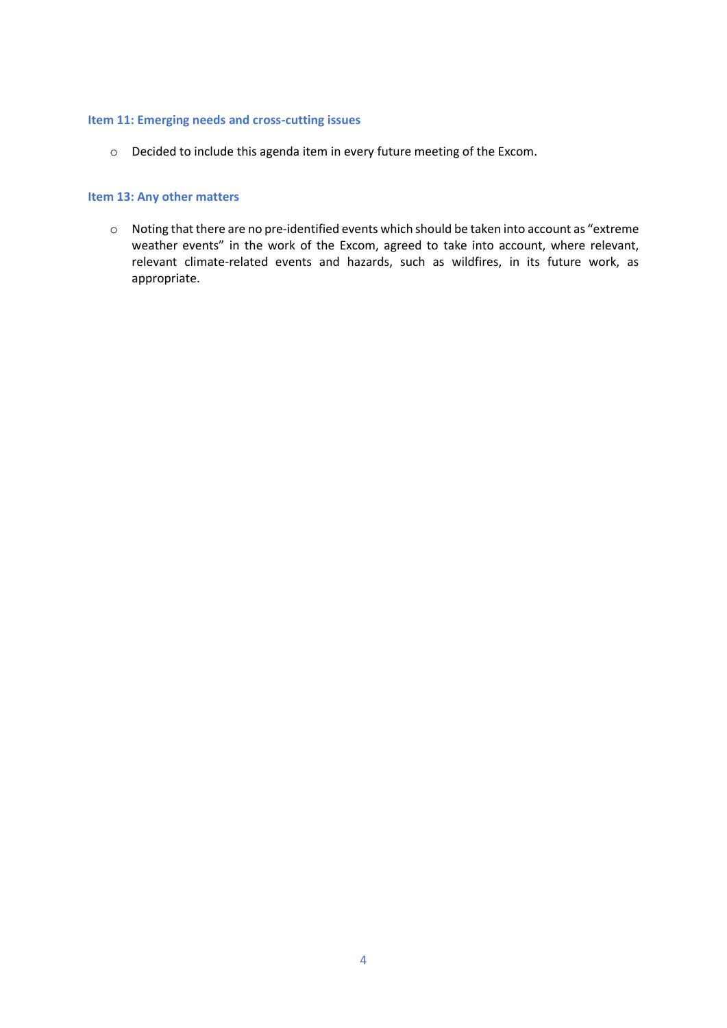### Item 11: Emerging needs and cross-cutting issues

- Decided to include this agenda item in every future meeting of the Excom.

### Item 13: Any other matters

- Noting that there are no pre-identified events which should be taken into account as "extreme weather events" in the work of the Excom, agreed to take into account, where relevant, relevant climate-related events and hazards, such as wildfires, in its future work, as appropriate.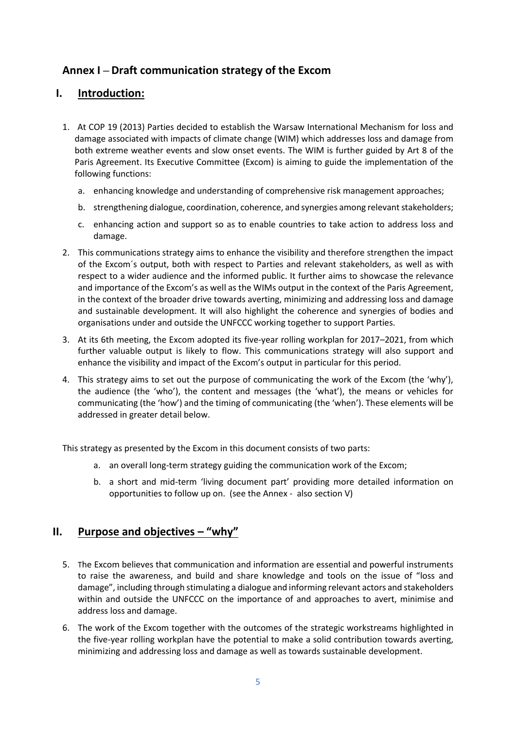## Annex I – Draft communication strategy of the Excom

## I. Introduction:

1. At COP 19 (2013) Parties decided to establish the Warsaw International Mechanism for loss and damage associated with impacts of climate change (WIM) which addresses loss and damage from both extreme weather events and slow onset events. The WIM is further guided by Art 8 of the Paris Agreement. Its Executive Committee (Excom) is aiming to guide the implementation of the following functions:

   a. enhancing knowledge and understanding of comprehensive risk management approaches;

   b. strengthening dialogue, coordination, coherence, and synergies among relevant stakeholders;

   c. enhancing action and support so as to enable countries to take action to address loss and damage.

2. This communications strategy aims to enhance the visibility and therefore strengthen the impact of the Excom´s output, both with respect to Parties and relevant stakeholders, as well as with respect to a wider audience and the informed public. It further aims to showcase the relevance and importance of the Excom's as well as the WIMs output in the context of the Paris Agreement, in the context of the broader drive towards averting, minimizing and addressing loss and damage and sustainable development. It will also highlight the coherence and synergies of bodies and organisations under and outside the UNFCCC working together to support Parties.

3. At its 6th meeting, the Excom adopted its five-year rolling workplan for 2017–2021, from which further valuable output is likely to flow. This communications strategy will also support and enhance the visibility and impact of the Excom's output in particular for this period.

4. This strategy aims to set out the purpose of communicating the work of the Excom (the 'why'), the audience (the 'who'), the content and messages (the 'what'), the means or vehicles for communicating (the 'how') and the timing of communicating (the 'when'). These elements will be addressed in greater detail below.

This strategy as presented by the Excom in this document consists of two parts:

   a. an overall long-term strategy guiding the communication work of the Excom;

   b. a short and mid-term 'living document part' providing more detailed information on opportunities to follow up on. (see the Annex - also section V)

## II. Purpose and objectives – "why"

5. The Excom believes that communication and information are essential and powerful instruments to raise the awareness, and build and share knowledge and tools on the issue of "loss and damage", including through stimulating a dialogue and informing relevant actors and stakeholders within and outside the UNFCCC on the importance of and approaches to avert, minimise and address loss and damage.

6. The work of the Excom together with the outcomes of the strategic workstreams highlighted in the five-year rolling workplan have the potential to make a solid contribution towards averting, minimizing and addressing loss and damage as well as towards sustainable development.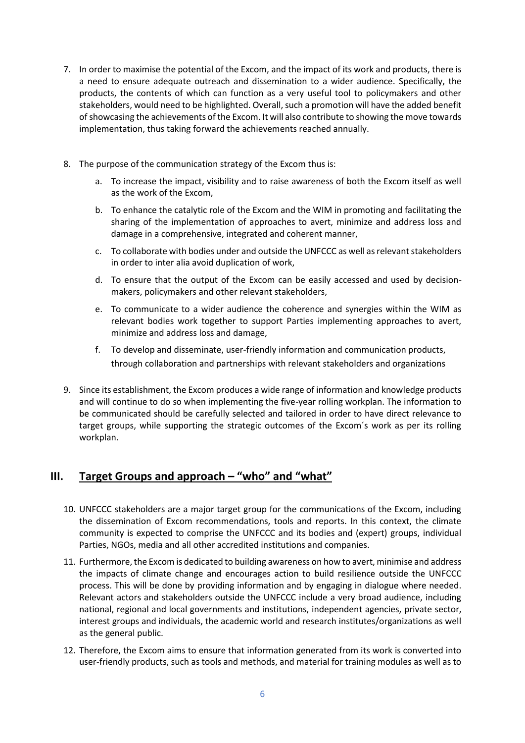7. In order to maximise the potential of the Excom, and the impact of its work and products, there is a need to ensure adequate outreach and dissemination to a wider audience. Specifically, the products, the contents of which can function as a very useful tool to policymakers and other stakeholders, would need to be highlighted. Overall, such a promotion will have the added benefit of showcasing the achievements of the Excom. It will also contribute to showing the move towards implementation, thus taking forward the achievements reached annually.

8. The purpose of the communication strategy of the Excom thus is:

    a. To increase the impact, visibility and to raise awareness of both the Excom itself as well as the work of the Excom,

    b. To enhance the catalytic role of the Excom and the WIM in promoting and facilitating the sharing of the implementation of approaches to avert, minimize and address loss and damage in a comprehensive, integrated and coherent manner,

    c. To collaborate with bodies under and outside the UNFCCC as well as relevant stakeholders in order to inter alia avoid duplication of work,

    d. To ensure that the output of the Excom can be easily accessed and used by decision-makers, policymakers and other relevant stakeholders,

    e. To communicate to a wider audience the coherence and synergies within the WIM as relevant bodies work together to support Parties implementing approaches to avert, minimize and address loss and damage,

    f. To develop and disseminate, user-friendly information and communication products, through collaboration and partnerships with relevant stakeholders and organizations

9. Since its establishment, the Excom produces a wide range of information and knowledge products and will continue to do so when implementing the five-year rolling workplan. The information to be communicated should be carefully selected and tailored in order to have direct relevance to target groups, while supporting the strategic outcomes of the Excom´s work as per its rolling workplan.

## III. Target Groups and approach – "who" and "what"

10. UNFCCC stakeholders are a major target group for the communications of the Excom, including the dissemination of Excom recommendations, tools and reports. In this context, the climate community is expected to comprise the UNFCCC and its bodies and (expert) groups, individual Parties, NGOs, media and all other accredited institutions and companies.

11. Furthermore, the Excom is dedicated to building awareness on how to avert, minimise and address the impacts of climate change and encourages action to build resilience outside the UNFCCC process. This will be done by providing information and by engaging in dialogue where needed. Relevant actors and stakeholders outside the UNFCCC include a very broad audience, including national, regional and local governments and institutions, independent agencies, private sector, interest groups and individuals, the academic world and research institutes/organizations as well as the general public.

12. Therefore, the Excom aims to ensure that information generated from its work is converted into user-friendly products, such as tools and methods, and material for training modules as well as to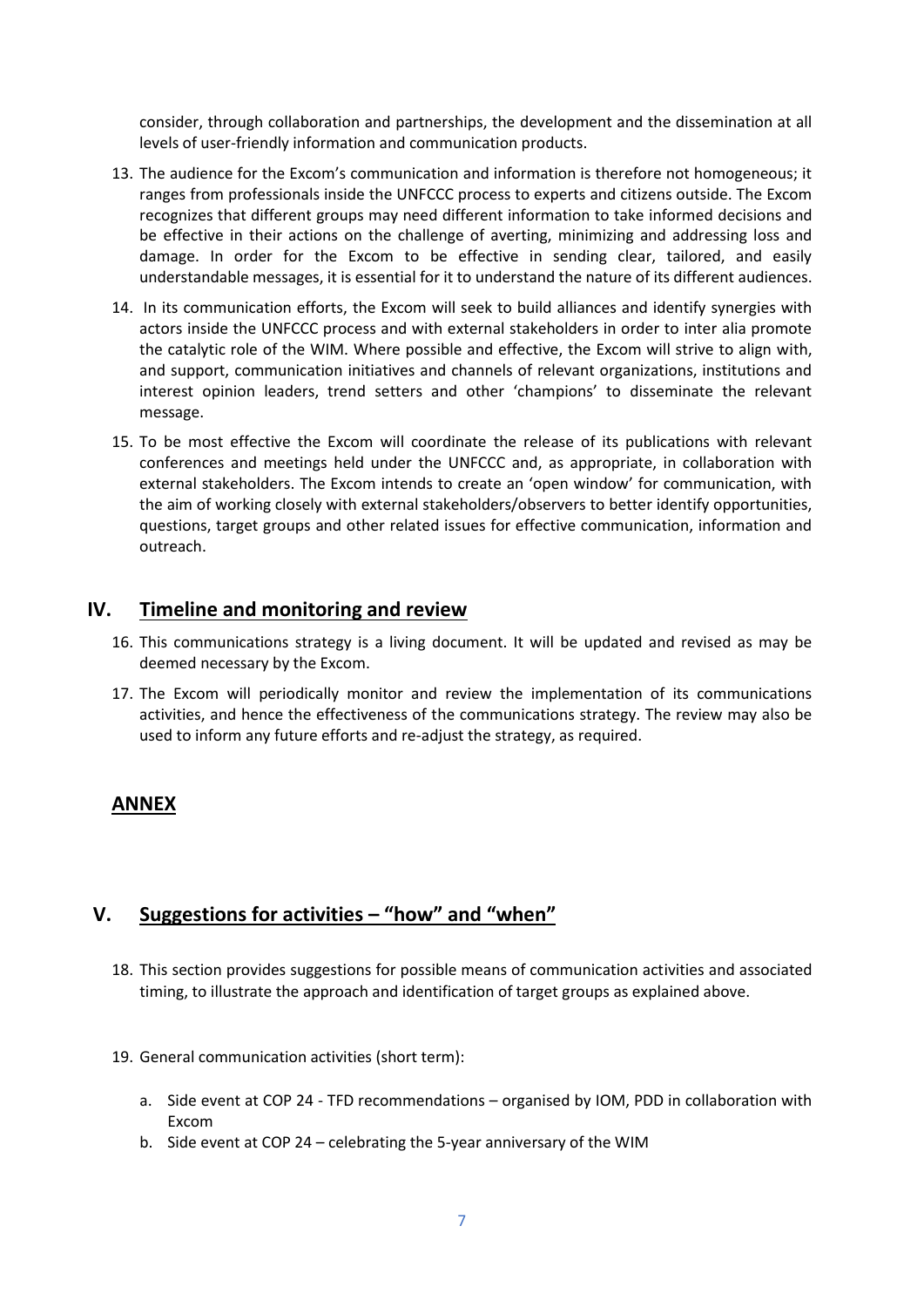consider, through collaboration and partnerships, the development and the dissemination at all levels of user-friendly information and communication products.

13. The audience for the Excom's communication and information is therefore not homogeneous; it ranges from professionals inside the UNFCCC process to experts and citizens outside. The Excom recognizes that different groups may need different information to take informed decisions and be effective in their actions on the challenge of averting, minimizing and addressing loss and damage. In order for the Excom to be effective in sending clear, tailored, and easily understandable messages, it is essential for it to understand the nature of its different audiences.

14. In its communication efforts, the Excom will seek to build alliances and identify synergies with actors inside the UNFCCC process and with external stakeholders in order to inter alia promote the catalytic role of the WIM. Where possible and effective, the Excom will strive to align with, and support, communication initiatives and channels of relevant organizations, institutions and interest opinion leaders, trend setters and other 'champions' to disseminate the relevant message.

15. To be most effective the Excom will coordinate the release of its publications with relevant conferences and meetings held under the UNFCCC and, as appropriate, in collaboration with external stakeholders. The Excom intends to create an 'open window' for communication, with the aim of working closely with external stakeholders/observers to better identify opportunities, questions, target groups and other related issues for effective communication, information and outreach.

## IV. Timeline and monitoring and review

16. This communications strategy is a living document. It will be updated and revised as may be deemed necessary by the Excom.

17. The Excom will periodically monitor and review the implementation of its communications activities, and hence the effectiveness of the communications strategy. The review may also be used to inform any future efforts and re-adjust the strategy, as required.

## ANNEX

## V. Suggestions for activities – "how" and "when"

18. This section provides suggestions for possible means of communication activities and associated timing, to illustrate the approach and identification of target groups as explained above.

19. General communication activities (short term):

    a. Side event at COP 24 - TFD recommendations – organised by IOM, PDD in collaboration with Excom
    b. Side event at COP 24 – celebrating the 5-year anniversary of the WIM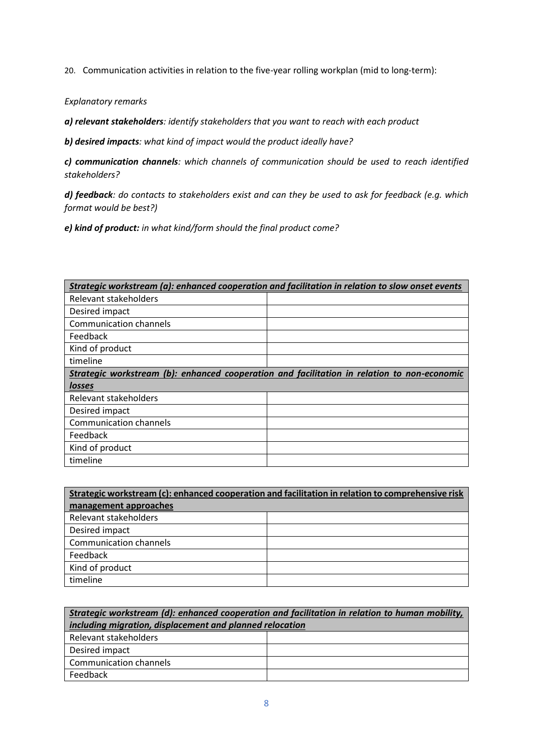20. Communication activities in relation to the five-year rolling workplan (mid to long-term):

*Explanatory remarks*

***a) relevant stakeholders****: identify stakeholders that you want to reach with each product*

***b) desired impacts****: what kind of impact would the product ideally have?*

***c) communication channels****: which channels of communication should be used to reach identified stakeholders?*

***d) feedback****: do contacts to stakeholders exist and can they be used to ask for feedback (e.g. which format would be best?)*

***e) kind of product:*** *in what kind/form should the final product come?*

| ***Strategic workstream (a): enhanced cooperation and facilitation in relation to slow onset events*** | |
|---|---|
| Relevant stakeholders | |
| Desired impact | |
| Communication channels | |
| Feedback | |
| Kind of product | |
| timeline | |
| ***Strategic workstream (b): enhanced cooperation and facilitation in relation to non-economic losses*** | |
| Relevant stakeholders | |
| Desired impact | |
| Communication channels | |
| Feedback | |
| Kind of product | |
| timeline | |

| **Strategic workstream (c): enhanced cooperation and facilitation in relation to comprehensive risk management approaches** | |
|---|---|
| Relevant stakeholders | |
| Desired impact | |
| Communication channels | |
| Feedback | |
| Kind of product | |
| timeline | |

| ***Strategic workstream (d): enhanced cooperation and facilitation in relation to human mobility, including migration, displacement and planned relocation*** | |
|---|---|
| Relevant stakeholders | |
| Desired impact | |
| Communication channels | |
| Feedback | |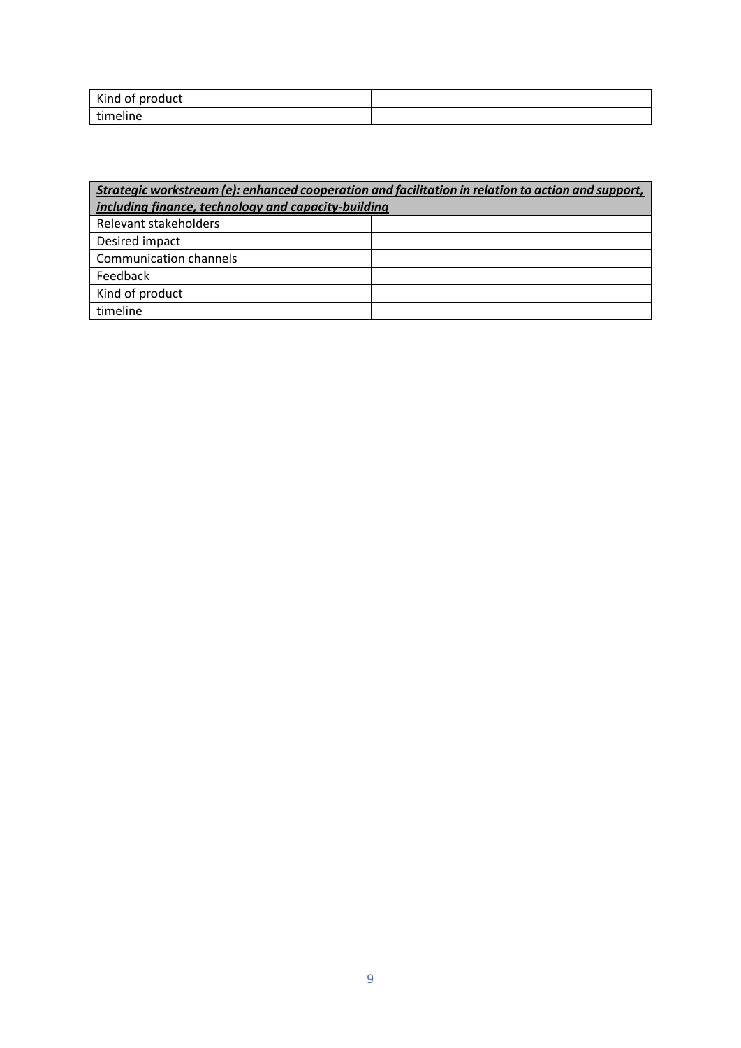| | |
|---|---|
| Kind of product | |
| timeline | |

| ***Strategic workstream (e): enhanced cooperation and facilitation in relation to action and support, including finance, technology and capacity-building*** | |
|---|---|
| Relevant stakeholders | |
| Desired impact | |
| Communication channels | |
| Feedback | |
| Kind of product | |
| timeline | |